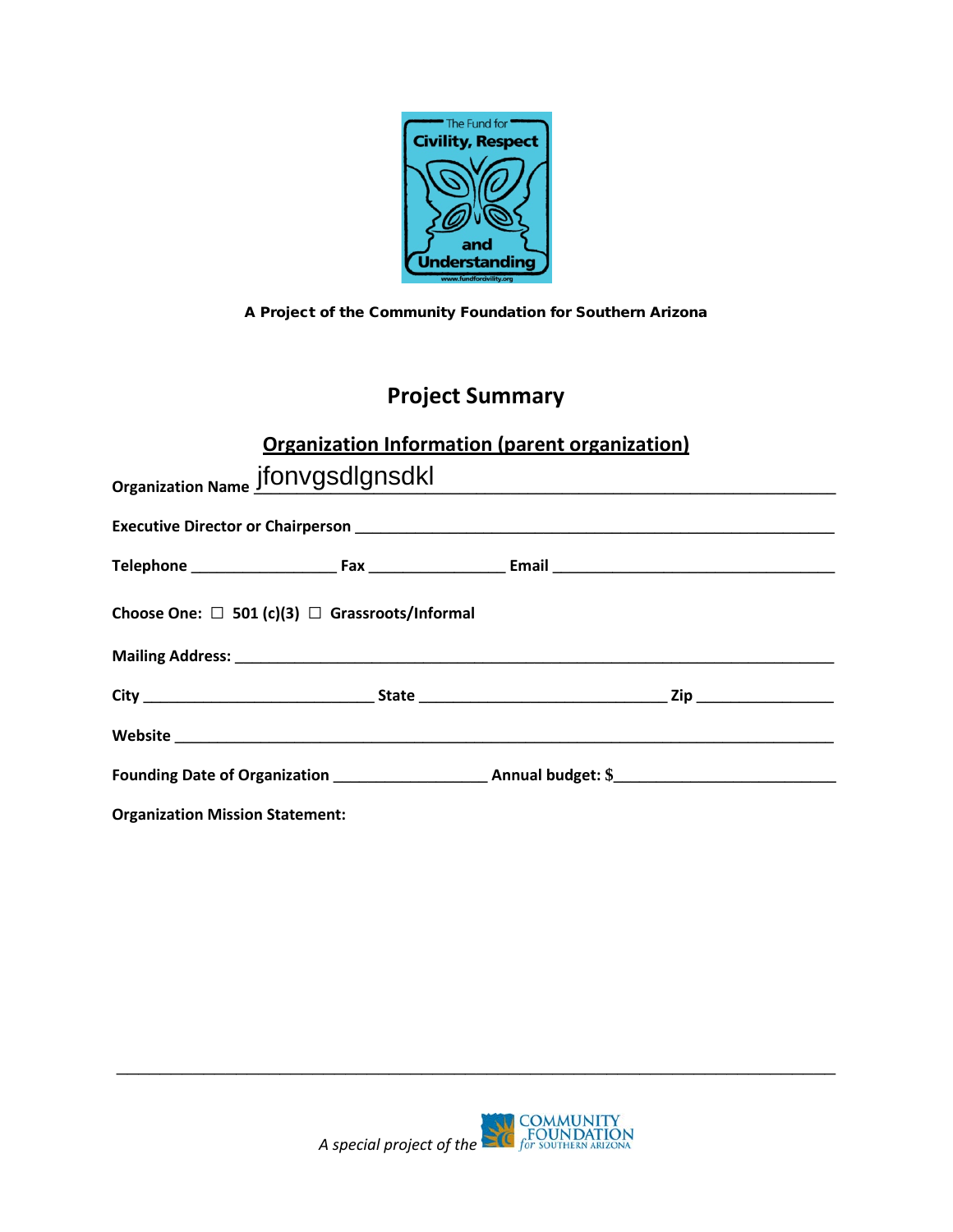A Project of the Community Foundation for Southern Arizona

# Project Summary

## Organization Information (parent organization)

**Organization Name** jfonvgsdlgnsdkl

**Executive Director or Chairperson** ______________________________

**Telephone** ______________ **Fax** ______________ **Email** ______________________

**Choose One:** ☐ **501 (c)(3)** ☐ **Grassroots/Informal**

**Mailing Address:** ______________________________

**City** ______________ **State** ______________ **Zip** ______________

**Website** ______________________________

**Founding Date of Organization** ______________ **Annual budget: $**______________

**Organization Mission Statement:**

_______________________________________________

*A special project of the* Community Foundation for Southern Arizona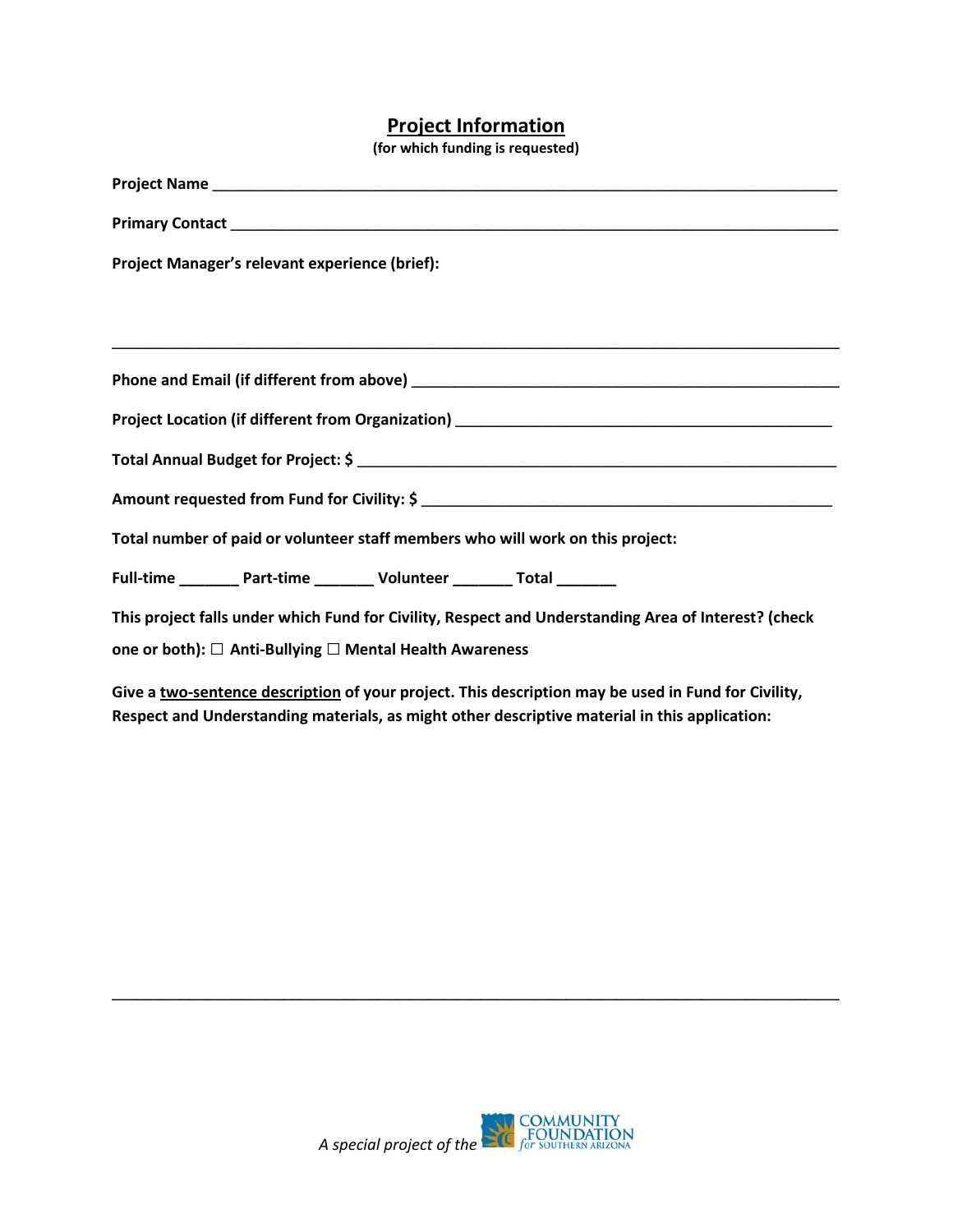## <u>Project Information</u>

**(for which funding is requested)**

**Project Name** ___________________________________________________________________________

**Primary Contact** _________________________________________________________________________

**Project Manager's relevant experience (brief):**

_____________________________________________________________________________________

**Phone and Email (if different from above)** ___________________________________________________

**Project Location (if different from Organization)** _____________________________________________

**Total Annual Budget for Project: $** ________________________________________________________

**Amount requested from Fund for Civility: $** __________________________________________________

**Total number of paid or volunteer staff members who will work on this project:**

**Full-time** _______ **Part-time** _______ **Volunteer** _______ **Total** _______

**This project falls under which Fund for Civility, Respect and Understanding Area of Interest? (check one or both):** ☐ **Anti-Bullying** ☐ **Mental Health Awareness**

**Give a <u>two-sentence description</u> of your project. This description may be used in Fund for Civility, Respect and Understanding materials, as might other descriptive material in this application:**

_____________________________________________________________________________________

*A special project of the* Community Foundation for Southern Arizona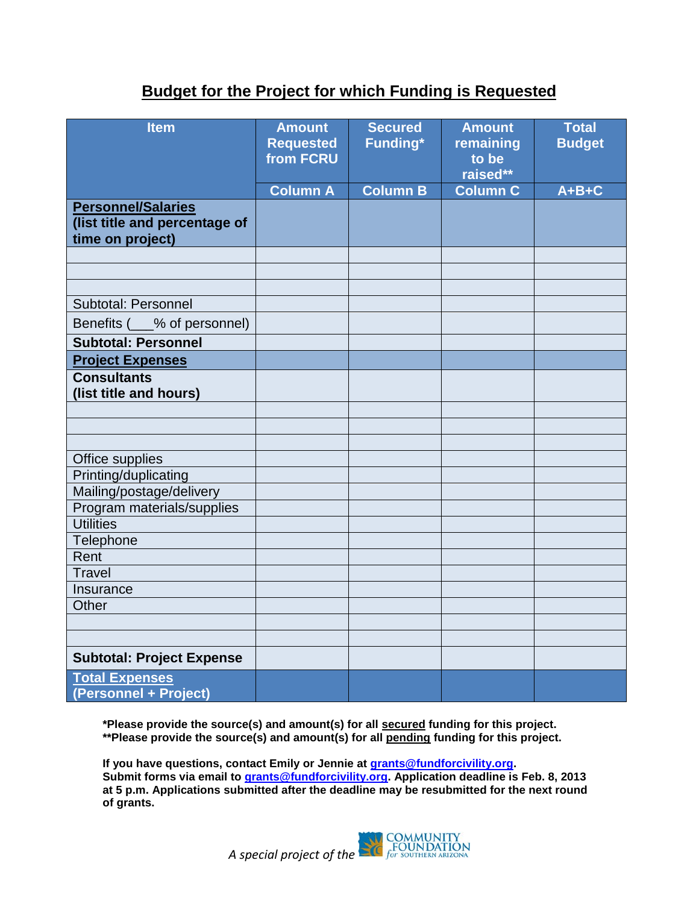## Budget for the Project for which Funding is Requested

| Item | Amount Requested from FCRU | Secured Funding* | Amount remaining to be raised** | Total Budget |
|---|---|---|---|---|
| | Column A | Column B | Column C | A+B+C |
| **Personnel/Salaries (list title and percentage of time on project)** | | | | |
| | | | | |
| | | | | |
| | | | | |
| Subtotal: Personnel | | | | |
| Benefits (___% of personnel) | | | | |
| **Subtotal: Personnel** | | | | |
| **Project Expenses** | | | | |
| **Consultants (list title and hours)** | | | | |
| | | | | |
| | | | | |
| | | | | |
| Office supplies | | | | |
| Printing/duplicating | | | | |
| Mailing/postage/delivery | | | | |
| Program materials/supplies | | | | |
| Utilities | | | | |
| Telephone | | | | |
| Rent | | | | |
| Travel | | | | |
| Insurance | | | | |
| Other | | | | |
| | | | | |
| | | | | |
| **Subtotal: Project Expense** | | | | |
| **Total Expenses (Personnel + Project)** | | | | |

**\*Please provide the source(s) and amount(s) for all secured funding for this project.**
**\*\*Please provide the source(s) and amount(s) for all pending funding for this project.**

**If you have questions, contact Emily or Jennie at grants@fundforcivility.org.**
**Submit forms via email to grants@fundforcivility.org. Application deadline is Feb. 8, 2013 at 5 p.m. Applications submitted after the deadline may be resubmitted for the next round of grants.**

*A special project of the* COMMUNITY FOUNDATION for SOUTHERN ARIZONA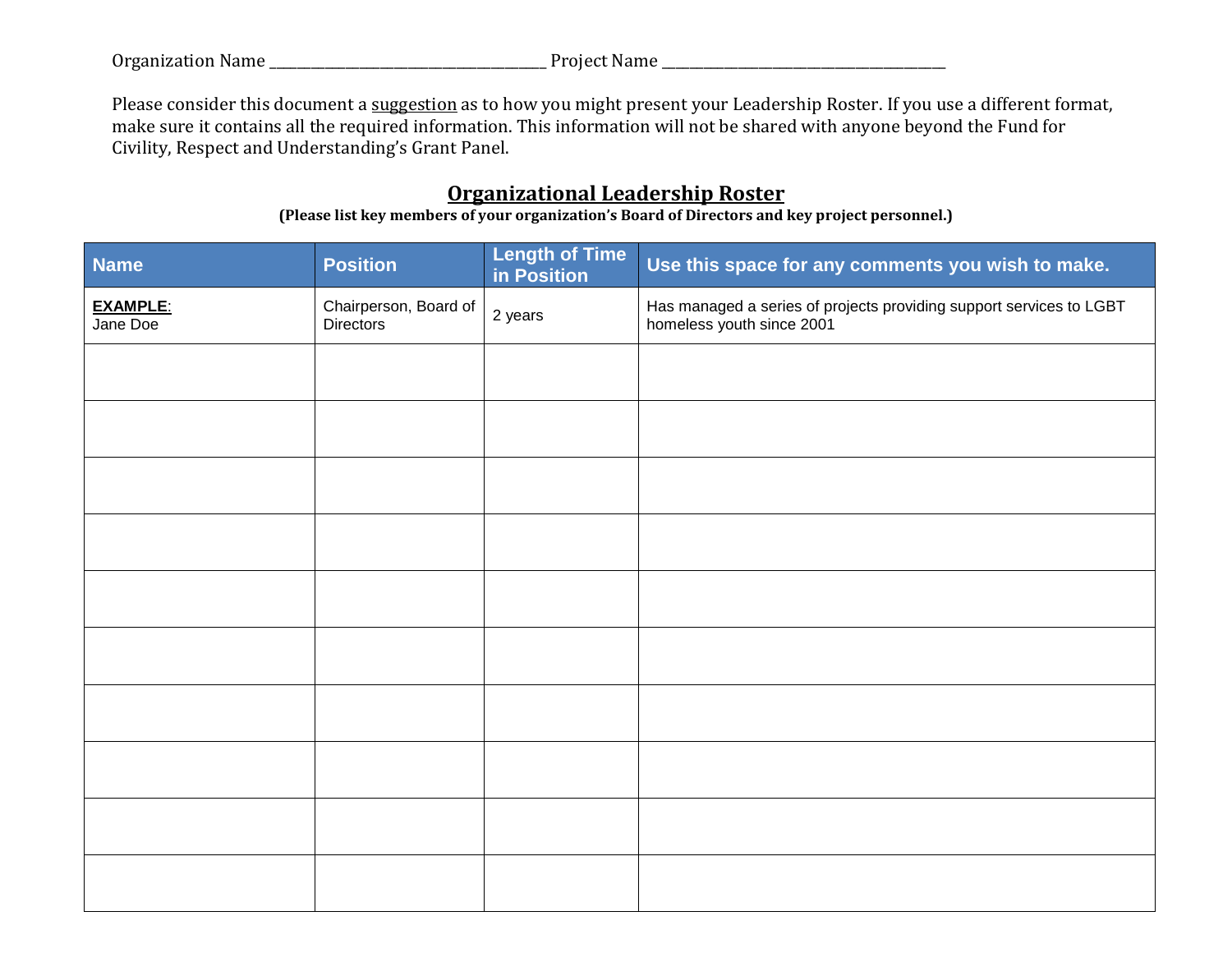Organization Name ______________________________________ Project Name ________________________________________

Please consider this document a suggestion as to how you might present your Leadership Roster. If you use a different format, make sure it contains all the required information. This information will not be shared with anyone beyond the Fund for Civility, Respect and Understanding's Grant Panel.

## Organizational Leadership Roster

**(Please list key members of your organization's Board of Directors and key project personnel.)**

| Name | Position | Length of Time in Position | Use this space for any comments you wish to make. |
|---|---|---|---|
| **EXAMPLE**: Jane Doe | Chairperson, Board of Directors | 2 years | Has managed a series of projects providing support services to LGBT homeless youth since 2001 |
| | | | |
| | | | |
| | | | |
| | | | |
| | | | |
| | | | |
| | | | |
| | | | |
| | | | |
| | | | |